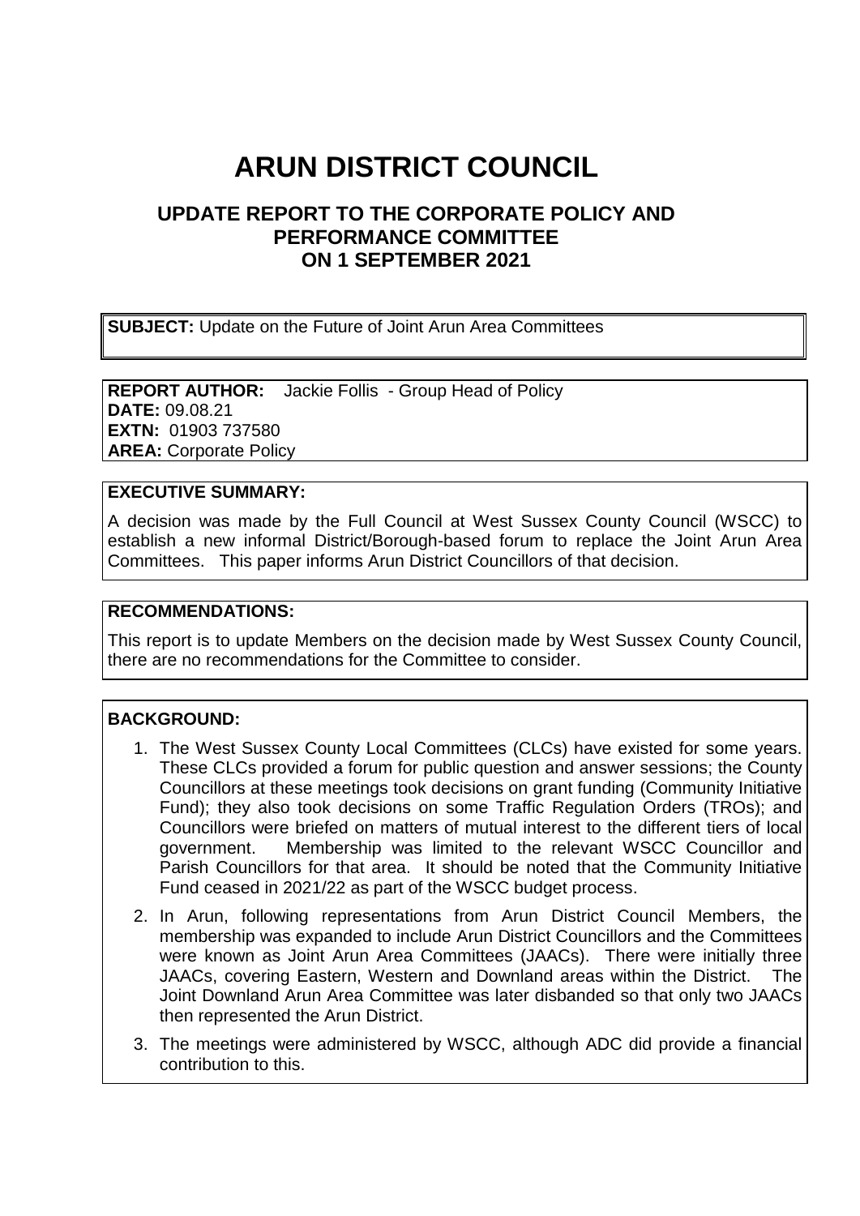# ARUN DISTRICT COUNCIL

## UPDATE REPORT TO THE CORPORATE POLICY AND PERFORMANCE COMMITTEE ON 1 SEPTEMBER 2021

**SUBJECT:** Update on the Future of Joint Arun Area Committees

**REPORT AUTHOR:** Jackie Follis - Group Head of Policy
**DATE:** 09.08.21
**EXTN:** 01903 737580
**AREA:** Corporate Policy

**EXECUTIVE SUMMARY:**

A decision was made by the Full Council at West Sussex County Council (WSCC) to establish a new informal District/Borough-based forum to replace the Joint Arun Area Committees. This paper informs Arun District Councillors of that decision.

**RECOMMENDATIONS:**

This report is to update Members on the decision made by West Sussex County Council, there are no recommendations for the Committee to consider.

**BACKGROUND:**

1. The West Sussex County Local Committees (CLCs) have existed for some years. These CLCs provided a forum for public question and answer sessions; the County Councillors at these meetings took decisions on grant funding (Community Initiative Fund); they also took decisions on some Traffic Regulation Orders (TROs); and Councillors were briefed on matters of mutual interest to the different tiers of local government. Membership was limited to the relevant WSCC Councillor and Parish Councillors for that area. It should be noted that the Community Initiative Fund ceased in 2021/22 as part of the WSCC budget process.
2. In Arun, following representations from Arun District Council Members, the membership was expanded to include Arun District Councillors and the Committees were known as Joint Arun Area Committees (JAACs). There were initially three JAACs, covering Eastern, Western and Downland areas within the District. The Joint Downland Arun Area Committee was later disbanded so that only two JAACs then represented the Arun District.
3. The meetings were administered by WSCC, although ADC did provide a financial contribution to this.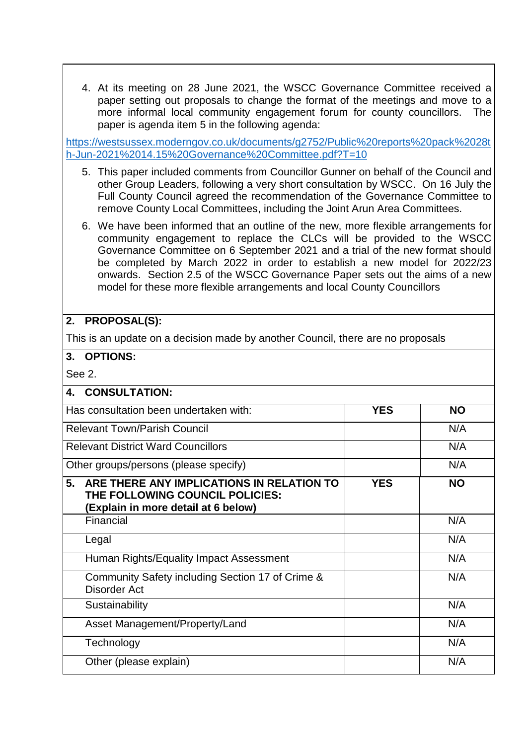4. At its meeting on 28 June 2021, the WSCC Governance Committee received a paper setting out proposals to change the format of the meetings and move to a more informal local community engagement forum for county councillors. The paper is agenda item 5 in the following agenda:

https://westsussex.moderngov.co.uk/documents/g2752/Public%20reports%20pack%2028th-Jun-2021%2014.15%20Governance%20Committee.pdf?T=10

5. This paper included comments from Councillor Gunner on behalf of the Council and other Group Leaders, following a very short consultation by WSCC. On 16 July the Full County Council agreed the recommendation of the Governance Committee to remove County Local Committees, including the Joint Arun Area Committees.

6. We have been informed that an outline of the new, more flexible arrangements for community engagement to replace the CLCs will be provided to the WSCC Governance Committee on 6 September 2021 and a trial of the new format should be completed by March 2022 in order to establish a new model for 2022/23 onwards. Section 2.5 of the WSCC Governance Paper sets out the aims of a new model for these more flexible arrangements and local County Councillors

## 2. PROPOSAL(S):

This is an update on a decision made by another Council, there are no proposals

## 3. OPTIONS:

See 2.

## 4. CONSULTATION:

| Has consultation been undertaken with: | YES | NO |
|---|---|---|
| Relevant Town/Parish Council | | N/A |
| Relevant District Ward Councillors | | N/A |
| Other groups/persons (please specify) | | N/A |

| 5. ARE THERE ANY IMPLICATIONS IN RELATION TO THE FOLLOWING COUNCIL POLICIES: (Explain in more detail at 6 below) | YES | NO |
|---|---|---|
| Financial | | N/A |
| Legal | | N/A |
| Human Rights/Equality Impact Assessment | | N/A |
| Community Safety including Section 17 of Crime & Disorder Act | | N/A |
| Sustainability | | N/A |
| Asset Management/Property/Land | | N/A |
| Technology | | N/A |
| Other (please explain) | | N/A |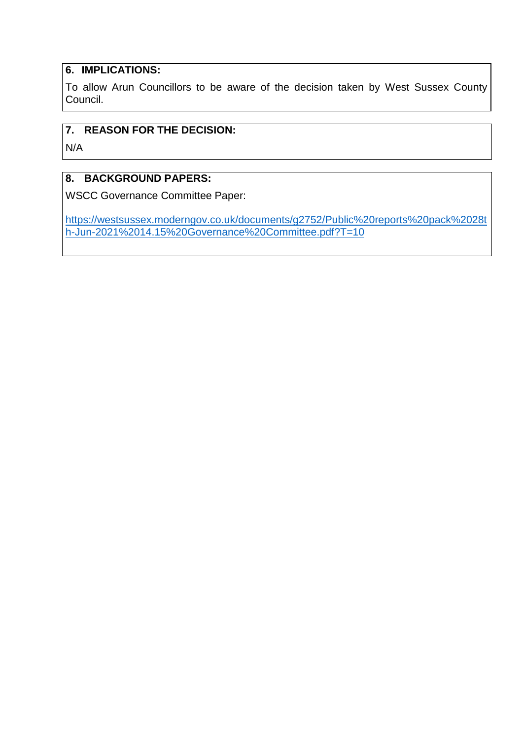## 6. IMPLICATIONS:

To allow Arun Councillors to be aware of the decision taken by West Sussex County Council.

## 7. REASON FOR THE DECISION:

N/A

## 8. BACKGROUND PAPERS:

WSCC Governance Committee Paper:

https://westsussex.moderngov.co.uk/documents/g2752/Public%20reports%20pack%2028th-Jun-2021%2014.15%20Governance%20Committee.pdf?T=10